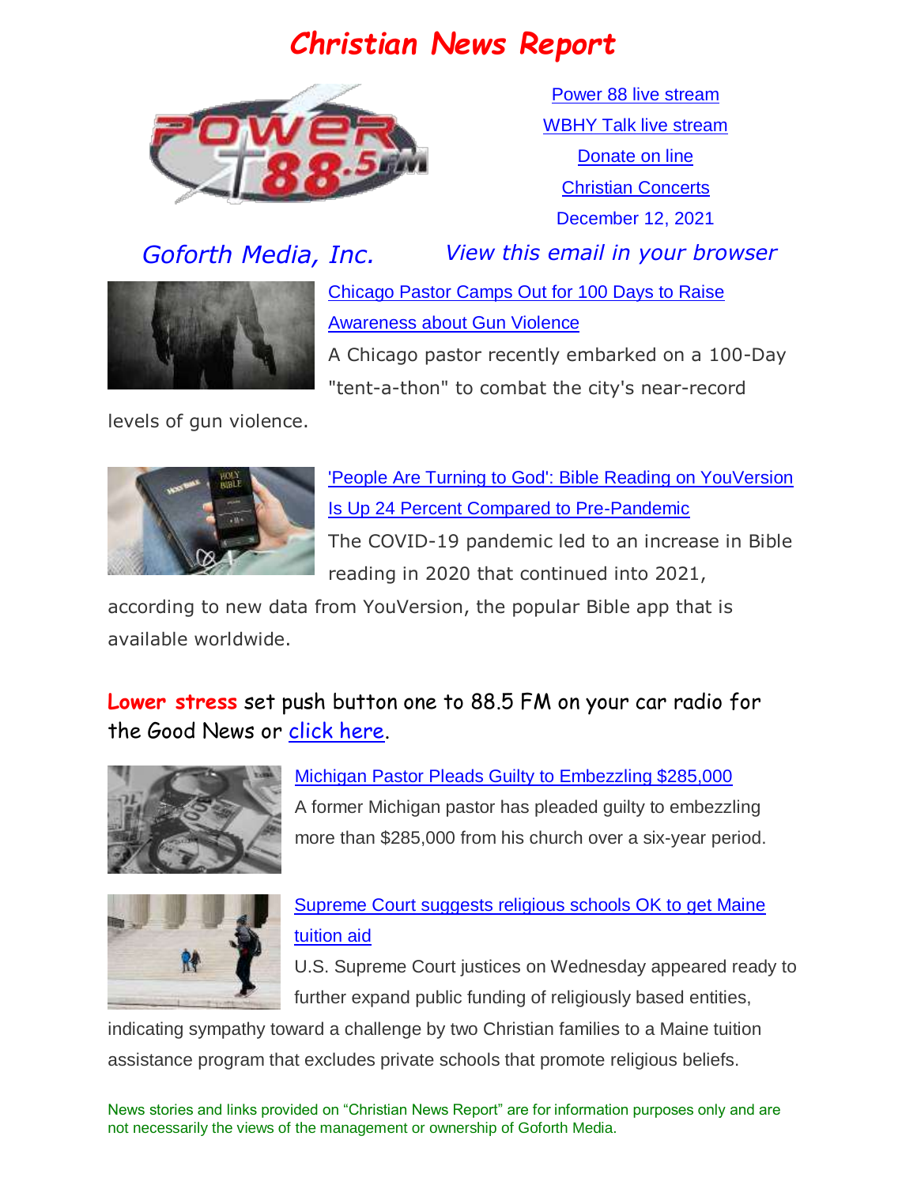# Christian News Report

Power 88 live stream

WBHY Talk live stream

Donate on line

Christian Concerts

December 12, 2021

*Goforth Media, Inc.* *View this email in your browser*

**Chicago Pastor Camps Out for 100 Days to Raise Awareness about Gun Violence**

A Chicago pastor recently embarked on a 100-Day "tent-a-thon" to combat the city's near-record levels of gun violence.

**'People Are Turning to God': Bible Reading on YouVersion Is Up 24 Percent Compared to Pre-Pandemic**

The COVID-19 pandemic led to an increase in Bible reading in 2020 that continued into 2021, according to new data from YouVersion, the popular Bible app that is available worldwide.

**Lower stress** set push button one to 88.5 FM on your car radio for the Good News or click here.

**Michigan Pastor Pleads Guilty to Embezzling $285,000**

A former Michigan pastor has pleaded guilty to embezzling more than $285,000 from his church over a six-year period.

**Supreme Court suggests religious schools OK to get Maine tuition aid**

U.S. Supreme Court justices on Wednesday appeared ready to further expand public funding of religiously based entities, indicating sympathy toward a challenge by two Christian families to a Maine tuition assistance program that excludes private schools that promote religious beliefs.

News stories and links provided on "Christian News Report" are for information purposes only and are not necessarily the views of the management or ownership of Goforth Media.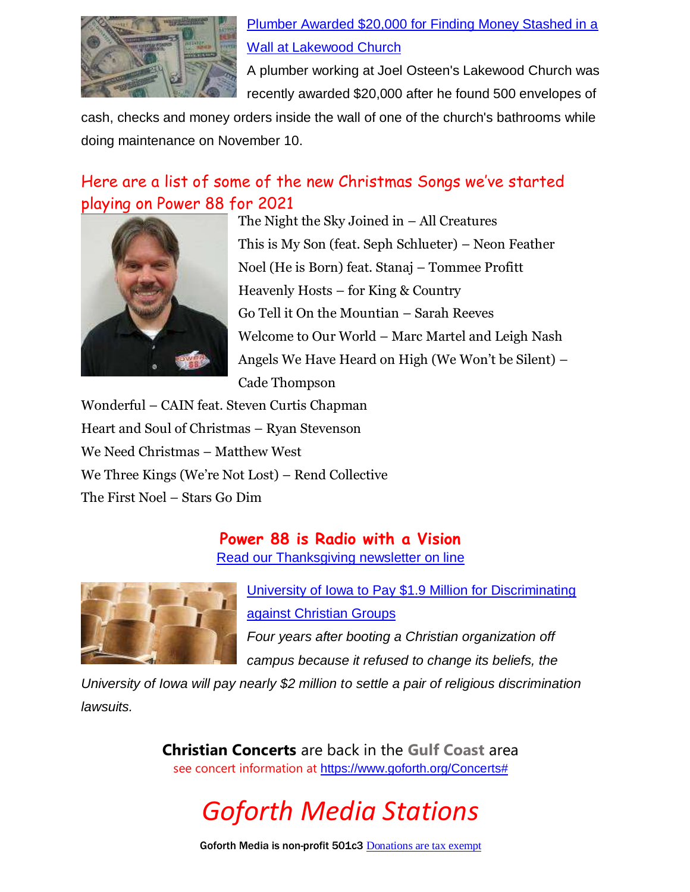[Plumber Awarded $20,000 for Finding Money Stashed in a Wall at Lakewood Church]

A plumber working at Joel Osteen's Lakewood Church was recently awarded $20,000 after he found 500 envelopes of cash, checks and money orders inside the wall of one of the church's bathrooms while doing maintenance on November 10.

## Here are a list of some of the new Christmas Songs we've started playing on Power 88 for 2021

The Night the Sky Joined in – All Creatures
This is My Son (feat. Seph Schlueter) – Neon Feather
Noel (He is Born) feat. Stanaj – Tommee Profitt
Heavenly Hosts – for King & Country
Go Tell it On the Mountian – Sarah Reeves
Welcome to Our World – Marc Martel and Leigh Nash
Angels We Have Heard on High (We Won't be Silent) – Cade Thompson
Wonderful – CAIN feat. Steven Curtis Chapman
Heart and Soul of Christmas – Ryan Stevenson
We Need Christmas – Matthew West
We Three Kings (We're Not Lost) – Rend Collective
The First Noel – Stars Go Dim

**Power 88 is Radio with a Vision**
[Read our Thanksgiving newsletter on line]

[University of Iowa to Pay $1.9 Million for Discriminating against Christian Groups]

*Four years after booting a Christian organization off campus because it refused to change its beliefs, the University of Iowa will pay nearly $2 million to settle a pair of religious discrimination lawsuits.*

**Christian Concerts** are back in the **Gulf Coast** area
see concert information at https://www.goforth.org/Concerts#

# *Goforth Media Stations*

**Goforth Media is non-profit 501c3** [Donations are tax exempt]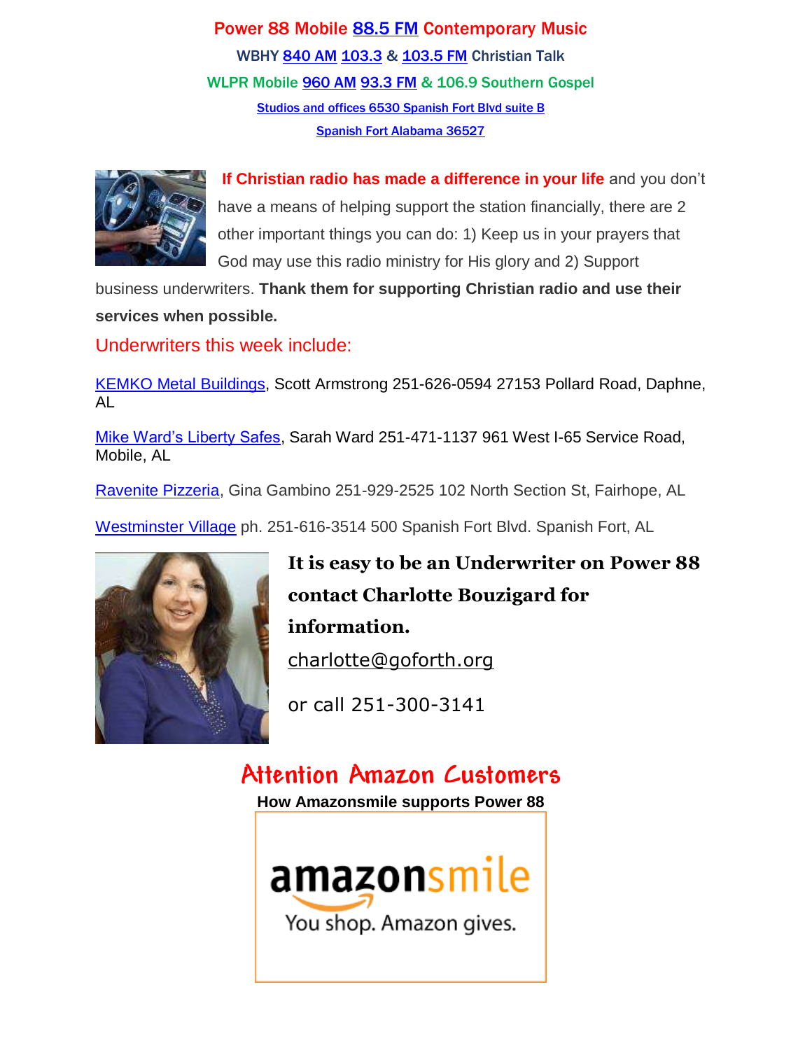**Power 88 Mobile 88.5 FM Contemporary Music**

**WBHY 840 AM 103.3 & 103.5 FM Christian Talk**

**WLPR Mobile 960 AM 93.3 FM & 106.9 Southern Gospel**

**Studios and offices 6530 Spanish Fort Blvd suite B**

**Spanish Fort Alabama 36527**

**If Christian radio has made a difference in your life** and you don't have a means of helping support the station financially, there are 2 other important things you can do: 1) Keep us in your prayers that God may use this radio ministry for His glory and 2) Support business underwriters. **Thank them for supporting Christian radio and use their services when possible.**

Underwriters this week include:

KEMKO Metal Buildings, Scott Armstrong 251-626-0594 27153 Pollard Road, Daphne, AL

Mike Ward's Liberty Safes, Sarah Ward 251-471-1137 961 West I-65 Service Road, Mobile, AL

Ravenite Pizzeria, Gina Gambino 251-929-2525 102 North Section St, Fairhope, AL

Westminster Village ph. 251-616-3514 500 Spanish Fort Blvd. Spanish Fort, AL

**It is easy to be an Underwriter on Power 88 contact Charlotte Bouzigard for information.**

charlotte@goforth.org

or call 251-300-3141

## Attention Amazon Customers

**How Amazonsmile supports Power 88**

amazonsmile
You shop. Amazon gives.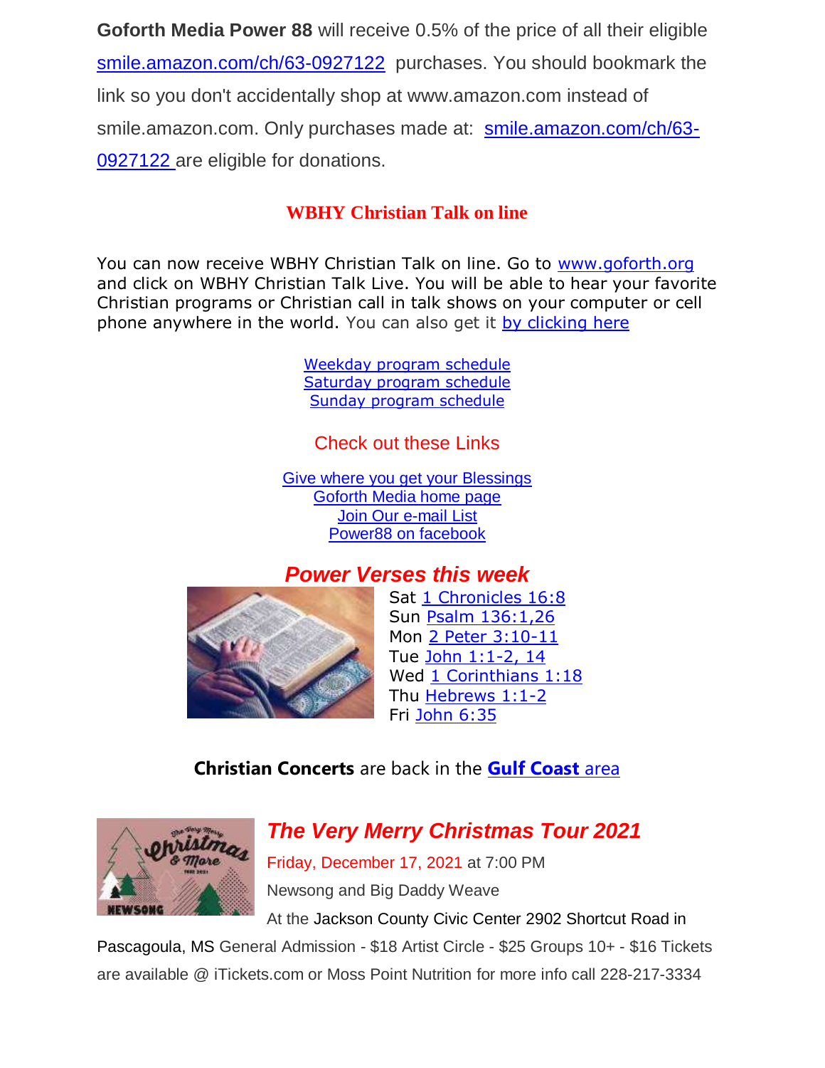**Goforth Media Power 88** will receive 0.5% of the price of all their eligible smile.amazon.com/ch/63-0927122 purchases. You should bookmark the link so you don't accidentally shop at www.amazon.com instead of smile.amazon.com. Only purchases made at: smile.amazon.com/ch/63-0927122 are eligible for donations.

## WBHY Christian Talk on line

You can now receive WBHY Christian Talk on line. Go to www.goforth.org and click on WBHY Christian Talk Live. You will be able to hear your favorite Christian programs or Christian call in talk shows on your computer or cell phone anywhere in the world. You can also get it by clicking here

Weekday program schedule
Saturday program schedule
Sunday program schedule

### Check out these Links

Give where you get your Blessings
Goforth Media home page
Join Our e-mail List
Power88 on facebook

## *Power Verses this week*

Sat 1 Chronicles 16:8
Sun Psalm 136:1,26
Mon 2 Peter 3:10-11
Tue John 1:1-2, 14
Wed 1 Corinthians 1:18
Thu Hebrews 1:1-2
Fri John 6:35

**Christian Concerts** are back in the **Gulf Coast** area

## *The Very Merry Christmas Tour 2021*

Friday, December 17, 2021 at 7:00 PM
Newsong and Big Daddy Weave
At the Jackson County Civic Center 2902 Shortcut Road in Pascagoula, MS General Admission - $18 Artist Circle - $25 Groups 10+ - $16 Tickets are available @ iTickets.com or Moss Point Nutrition for more info call 228-217-3334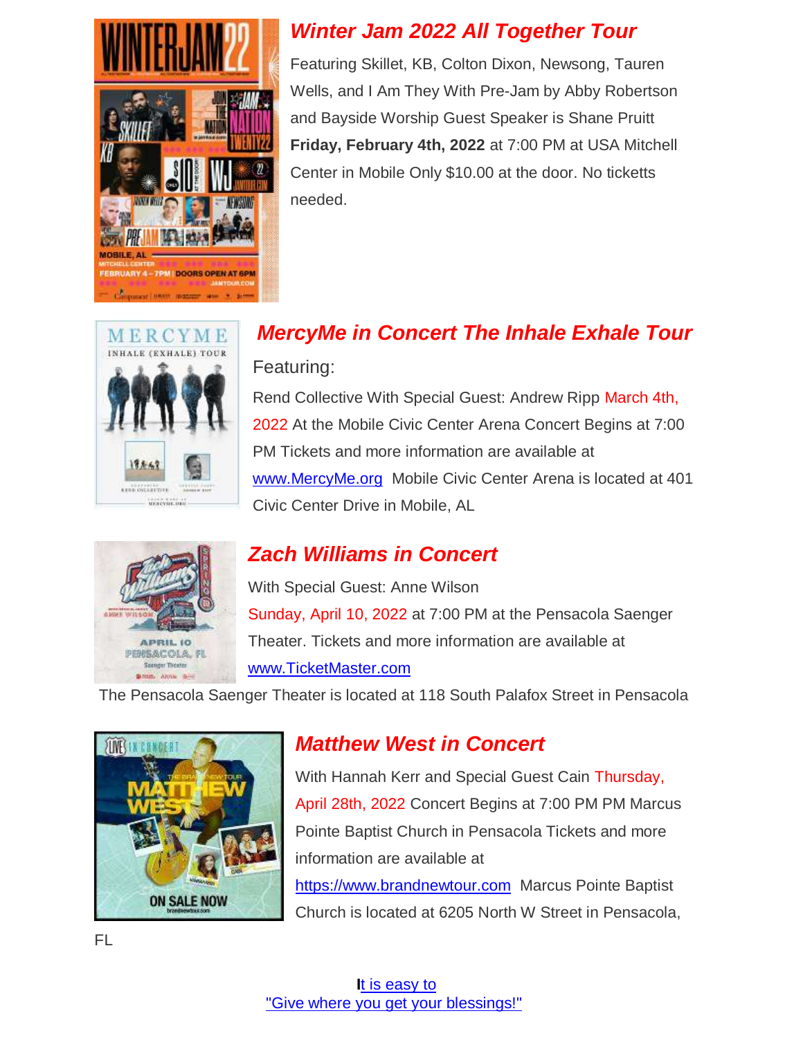## *Winter Jam 2022 All Together Tour*

Featuring Skillet, KB, Colton Dixon, Newsong, Tauren Wells, and I Am They With Pre-Jam by Abby Robertson and Bayside Worship Guest Speaker is Shane Pruitt **Friday, February 4th, 2022** at 7:00 PM at USA Mitchell Center in Mobile Only $10.00 at the door. No ticketts needed.

## *MercyMe in Concert The Inhale Exhale Tour*

Featuring:

Rend Collective With Special Guest: Andrew Ripp March 4th, 2022 At the Mobile Civic Center Arena Concert Begins at 7:00 PM Tickets and more information are available at [www.MercyMe.org](http://www.MercyMe.org) Mobile Civic Center Arena is located at 401 Civic Center Drive in Mobile, AL

## *Zach Williams in Concert*

With Special Guest: Anne Wilson

Sunday, April 10, 2022 at 7:00 PM at the Pensacola Saenger Theater. Tickets and more information are available at [www.TicketMaster.com](http://www.TicketMaster.com)

The Pensacola Saenger Theater is located at 118 South Palafox Street in Pensacola

## *Matthew West in Concert*

With Hannah Kerr and Special Guest Cain Thursday, April 28th, 2022 Concert Begins at 7:00 PM PM Marcus Pointe Baptist Church in Pensacola Tickets and more information are available at [https://www.brandnewtour.com](https://www.brandnewtour.com) Marcus Pointe Baptist Church is located at 6205 North W Street in Pensacola, FL

It is easy to
"Give where you get your blessings!"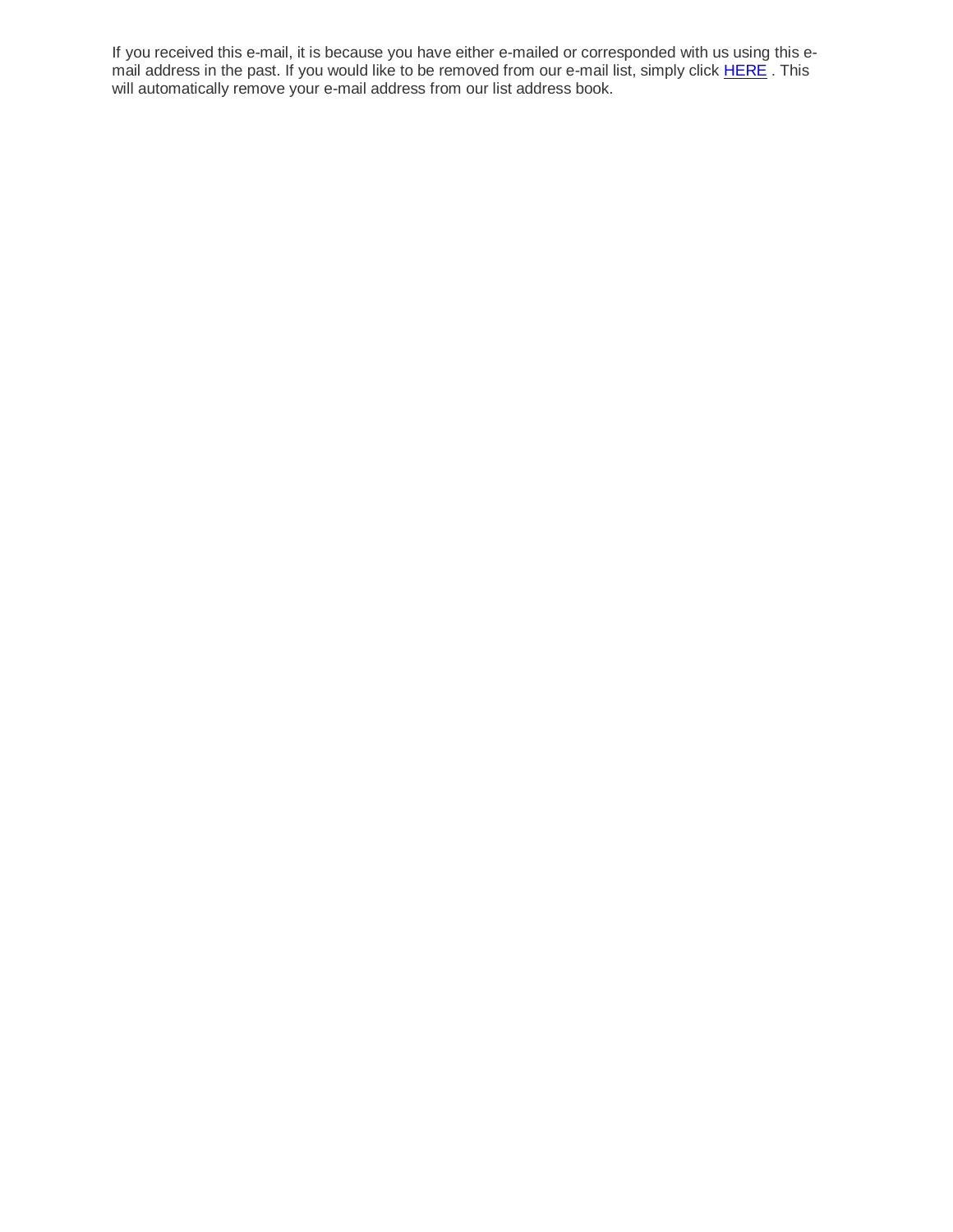If you received this e-mail, it is because you have either e-mailed or corresponded with us using this e-mail address in the past. If you would like to be removed from our e-mail list, simply click HERE . This will automatically remove your e-mail address from our list address book.